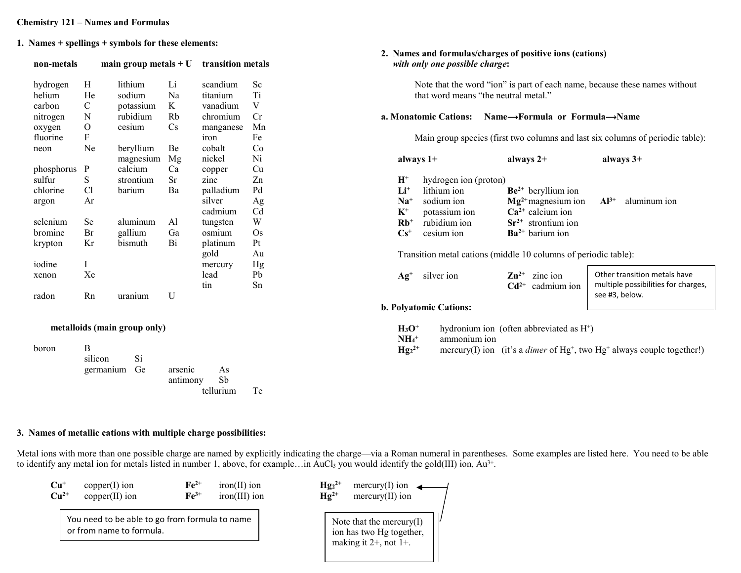**Chemistry 121 – Names and Formulas**

## 1. Names + spellings + symbols for these elements:

| non-metals | | main group metals + U | | transition metals | |
|---|---|---|---|---|---|
| hydrogen | H | lithium | Li | scandium | Sc |
| helium | He | sodium | Na | titanium | Ti |
| carbon | C | potassium | K | vanadium | V |
| nitrogen | N | rubidium | Rb | chromium | Cr |
| oxygen | O | cesium | Cs | manganese | Mn |
| fluorine | F | | | iron | Fe |
| neon | Ne | beryllium | Be | cobalt | Co |
| | | magnesium | Mg | nickel | Ni |
| phosphorus | P | calcium | Ca | copper | Cu |
| sulfur | S | strontium | Sr | zinc | Zn |
| chlorine | Cl | barium | Ba | palladium | Pd |
| argon | Ar | | | silver | Ag |
| | | | | cadmium | Cd |
| selenium | Se | aluminum | Al | tungsten | W |
| bromine | Br | gallium | Ga | osmium | Os |
| krypton | Kr | bismuth | Bi | platinum | Pt |
| | | | | gold | Au |
| iodine | I | | | mercury | Hg |
| xenon | Xe | | | lead | Pb |
| | | | | tin | Sn |
| radon | Rn | uranium | U | | |

**metalloids (main group only)**

| | | | | | | | |
|---|---|---|---|---|---|---|---|
| boron | B | | | | | | |
| | silicon | Si | | | | | |
| | germanium | Ge | arsenic | As | | | |
| | | | antimony | Sb | | | |
| | | | | | tellurium | Te | |

## 2. Names and formulas/charges of positive ions (cations) *with only one possible charge*:

Note that the word "ion" is part of each name, because these names without that word means "the neutral metal."

### a. Monatomic Cations: Name→Formula or Formula→Name

Main group species (first two columns and last six columns of periodic table):

| always 1+ | | always 2+ | | always 3+ | |
|---|---|---|---|---|---|
| $H^+$ | hydrogen ion (proton) | | | | |
| $Li^+$ | lithium ion | $Be^{2+}$ | beryllium ion | | |
| $Na^+$ | sodium ion | $Mg^{2+}$ | magnesium ion | $Al^{3+}$ | aluminum ion |
| $K^+$ | potassium ion | $Ca^{2+}$ | calcium ion | | |
| $Rb^+$ | rubidium ion | $Sr^{2+}$ | strontium ion | | |
| $Cs^+$ | cesium ion | $Ba^{2+}$ | barium ion | | |

Transition metal cations (middle 10 columns of periodic table):

| | | | |
|---|---|---|---|
| $Ag^+$ | silver ion | $Zn^{2+}$ | zinc ion |
| | | $Cd^{2+}$ | cadmium ion |

Other transition metals have multiple possibilities for charges, see #3, below.

### b. Polyatomic Cations:

| | |
|---|---|
| $H_3O^+$ | hydronium ion (often abbreviated as $H^+$) |
| $NH_4^+$ | ammonium ion |
| $Hg_2^{2+}$ | mercury(I) ion (it's a *dimer* of $Hg^+$, two $Hg^+$ always couple together!) |

## 3. Names of metallic cations with multiple charge possibilities:

Metal ions with more than one possible charge are named by explicitly indicating the charge—via a Roman numeral in parentheses. Some examples are listed here. You need to be able to identify any metal ion for metals listed in number 1, above, for example…in $AuCl_3$ you would identify the gold(III) ion, $Au^{3+}$.

| | | | | | |
|---|---|---|---|---|---|
| $Cu^+$ | copper(I) ion | $Fe^{2+}$ | iron(II) ion | $Hg_2^{2+}$ | mercury(I) ion |
| $Cu^{2+}$ | copper(II) ion | $Fe^{3+}$ | iron(III) ion | $Hg^{2+}$ | mercury(II) ion |

You need to be able to go from formula to name or from name to formula.

Note that the mercury(I) ion has two Hg together, making it 2+, not 1+.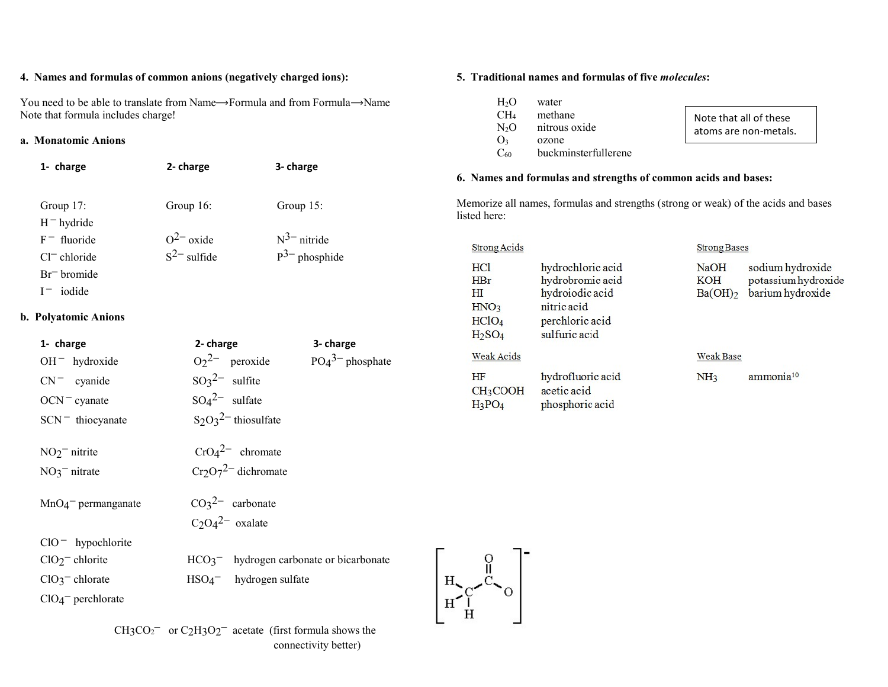### 4. Names and formulas of common anions (negatively charged ions):

You need to be able to translate from Name⟶Formula and from Formula⟶Name
Note that formula includes charge!

**a. Monatomic Anions**

| 1- charge | 2- charge | 3- charge |
|---|---|---|
| Group 17: | Group 16: | Group 15: |
| $H^-$ hydride | | |
| $F^-$ fluoride | $O^{2-}$ oxide | $N^{3-}$ nitride |
| $Cl^-$ chloride | $S^{2-}$ sulfide | $P^{3-}$ phosphide |
| $Br^-$ bromide | | |
| $I^-$ iodide | | |

**b. Polyatomic Anions**

| 1- charge | 2- charge | 3- charge |
|---|---|---|
| $OH^-$ hydroxide | $O_2^{2-}$ peroxide | $PO_4^{3-}$ phosphate |
| $CN^-$ cyanide | $SO_3^{2-}$ sulfite | |
| $OCN^-$ cyanate | $SO_4^{2-}$ sulfate | |
| $SCN^-$ thiocyanate | $S_2O_3^{2-}$ thiosulfate | |
| $NO_2^-$ nitrite | $CrO_4^{2-}$ chromate | |
| $NO_3^-$ nitrate | $Cr_2O_7^{2-}$ dichromate | |
| $MnO_4^-$ permanganate | $CO_3^{2-}$ carbonate | |
| | $C_2O_4^{2-}$ oxalate | |
| $ClO^-$ hypochlorite | | |
| $ClO_2^-$ chlorite | $HCO_3^-$ hydrogen carbonate or bicarbonate | |
| $ClO_3^-$ chlorate | $HSO_4^-$ hydrogen sulfate | |
| $ClO_4^-$ perchlorate | | |

$CH_3CO_2^-$ or $C_2H_3O_2^-$ acetate (first formula shows the connectivity better)

### 5. Traditional names and formulas of five *molecules*:

| | |
|---|---|
| $H_2O$ | water |
| $CH_4$ | methane |
| $N_2O$ | nitrous oxide |
| $O_3$ | ozone |
| $C_{60}$ | buckminsterfullerene |

Note that all of these atoms are non-metals.

### 6. Names and formulas and strengths of common acids and bases:

Memorize all names, formulas and strengths (strong or weak) of the acids and bases listed here:

Strong Acids

| | |
|---|---|
| $HCl$ | hydrochloric acid |
| $HBr$ | hydrobromic acid |
| $HI$ | hydroiodic acid |
| $HNO_3$ | nitric acid |
| $HClO_4$ | perchloric acid |
| $H_2SO_4$ | sulfuric acid |

Weak Acids

| | |
|---|---|
| $HF$ | hydrofluoric acid |
| $CH_3COOH$ | acetic acid |
| $H_3PO_4$ | phosphoric acid |

Strong Bases

| | |
|---|---|
| $NaOH$ | sodium hydroxide |
| $KOH$ | potassium hydroxide |
| $Ba(OH)_2$ | barium hydroxide |

Weak Base

| | |
|---|---|
| $NH_3$ | ammonia[10] |